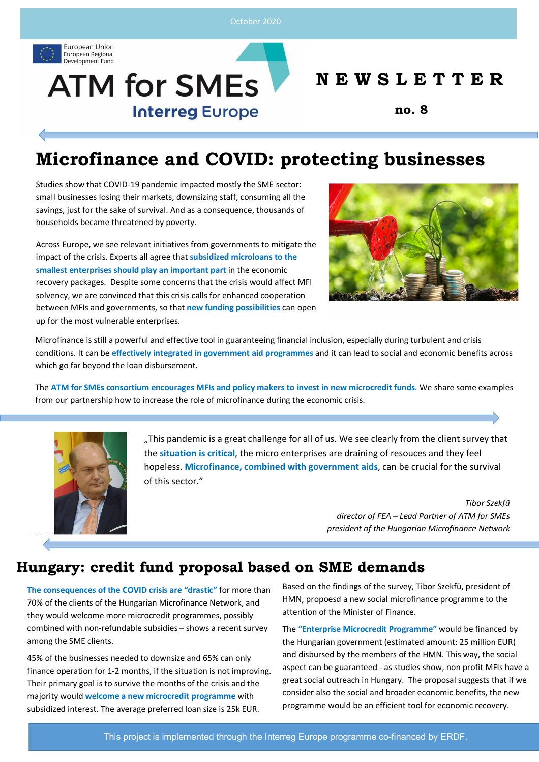October 2020

European Union
European Regional
Development Fund

# ATM for SMEs
Interreg Europe

**NEWSLETTER**

**no. 8**

## Microfinance and COVID: protecting businesses

Studies show that COVID-19 pandemic impacted mostly the SME sector: small businesses losing their markets, downsizing staff, consuming all the savings, just for the sake of survival. And as a consequence, thousands of households became threatened by poverty.

Across Europe, we see relevant initiatives from governments to mitigate the impact of the crisis. Experts all agree that **subsidized microloans to the smallest enterprises should play an important part** in the economic recovery packages. Despite some concerns that the crisis would affect MFI solvency, we are convinced that this crisis calls for enhanced cooperation between MFIs and governments, so that **new funding possibilities** can open up for the most vulnerable enterprises.

Microfinance is still a powerful and effective tool in guaranteeing financial inclusion, especially during turbulent and crisis conditions. It can be **effectively integrated in government aid programmes** and it can lead to social and economic benefits across which go far beyond the loan disbursement.

The **ATM for SMEs consortium encourages MFIs and policy makers to invest in new microcredit funds**. We share some examples from our partnership how to increase the role of microfinance during the economic crisis.

„This pandemic is a great challenge for all of us. We see clearly from the client survey that the **situation is critical**, the micro enterprises are draining of resouces and they feel hopeless. **Microfinance, combined with government aids**, can be crucial for the survival of this sector."

*Tibor Szekfü*
*director of FEA – Lead Partner of ATM for SMEs*
*president of the Hungarian Microfinance Network*

## Hungary: credit fund proposal based on SME demands

**The consequences of the COVID crisis are "drastic"** for more than 70% of the clients of the Hungarian Microfinance Network, and they would welcome more microcredit programmes, possibly combined with non-refundable subsidies – shows a recent survey among the SME clients.

45% of the businesses needed to downsize and 65% can only finance operation for 1-2 months, if the situation is not improving. Their primary goal is to survive the months of the crisis and the majority would **welcome a new microcredit programme** with subsidized interest. The average preferred loan size is 25k EUR.

Based on the findings of the survey, Tibor Szekfü, president of HMN, propoesd a new social microfinance programme to the attention of the Minister of Finance.

The **"Enterprise Microcredit Programme"** would be financed by the Hungarian government (estimated amount: 25 million EUR) and disbursed by the members of the HMN. This way, the social aspect can be guaranteed - as studies show, non profit MFIs have a great social outreach in Hungary. The proposal suggests that if we consider also the social and broader economic benefits, the new programme would be an efficient tool for economic recovery.

This project is implemented through the Interreg Europe programme co-financed by ERDF.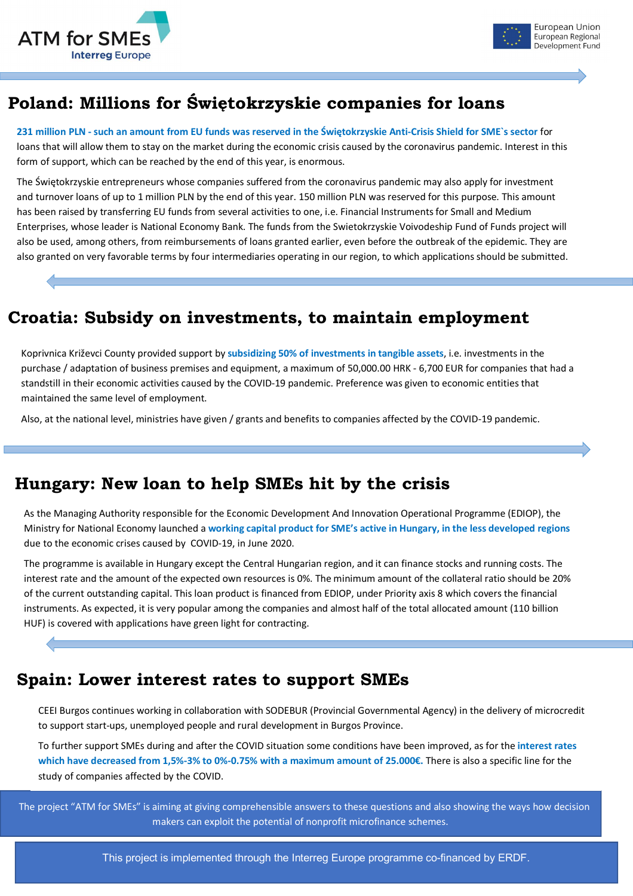## Poland: Millions for Świętokrzyskie companies for loans

**231 million PLN - such an amount from EU funds was reserved in the Świętokrzyskie Anti-Crisis Shield for SME`s sector** for loans that will allow them to stay on the market during the economic crisis caused by the coronavirus pandemic. Interest in this form of support, which can be reached by the end of this year, is enormous.

The Świętokrzyskie entrepreneurs whose companies suffered from the coronavirus pandemic may also apply for investment and turnover loans of up to 1 million PLN by the end of this year. 150 million PLN was reserved for this purpose. This amount has been raised by transferring EU funds from several activities to one, i.e. Financial Instruments for Small and Medium Enterprises, whose leader is National Economy Bank. The funds from the Swietokrzyskie Voivodeship Fund of Funds project will also be used, among others, from reimbursements of loans granted earlier, even before the outbreak of the epidemic. They are also granted on very favorable terms by four intermediaries operating in our region, to which applications should be submitted.

## Croatia: Subsidy on investments, to maintain employment

Koprivnica Križevci County provided support by **subsidizing 50% of investments in tangible assets**, i.e. investments in the purchase / adaptation of business premises and equipment, a maximum of 50,000.00 HRK - 6,700 EUR for companies that had a standstill in their economic activities caused by the COVID-19 pandemic. Preference was given to economic entities that maintained the same level of employment.

Also, at the national level, ministries have given / grants and benefits to companies affected by the COVID-19 pandemic.

## Hungary: New loan to help SMEs hit by the crisis

As the Managing Authority responsible for the Economic Development And Innovation Operational Programme (EDIOP), the Ministry for National Economy launched a **working capital product for SME's active in Hungary, in the less developed regions** due to the economic crises caused by COVID-19, in June 2020.

The programme is available in Hungary except the Central Hungarian region, and it can finance stocks and running costs. The interest rate and the amount of the expected own resources is 0%. The minimum amount of the collateral ratio should be 20% of the current outstanding capital. This loan product is financed from EDIOP, under Priority axis 8 which covers the financial instruments. As expected, it is very popular among the companies and almost half of the total allocated amount (110 billion HUF) is covered with applications have green light for contracting.

## Spain: Lower interest rates to support SMEs

CEEI Burgos continues working in collaboration with SODEBUR (Provincial Governmental Agency) in the delivery of microcredit to support start-ups, unemployed people and rural development in Burgos Province.

To further support SMEs during and after the COVID situation some conditions have been improved, as for the **interest rates which have decreased from 1,5%-3% to 0%-0.75% with a maximum amount of 25.000€.** There is also a specific line for the study of companies affected by the COVID.

The project "ATM for SMEs" is aiming at giving comprehensible answers to these questions and also showing the ways how decision makers can exploit the potential of nonprofit microfinance schemes.

This project is implemented through the Interreg Europe programme co-financed by ERDF.